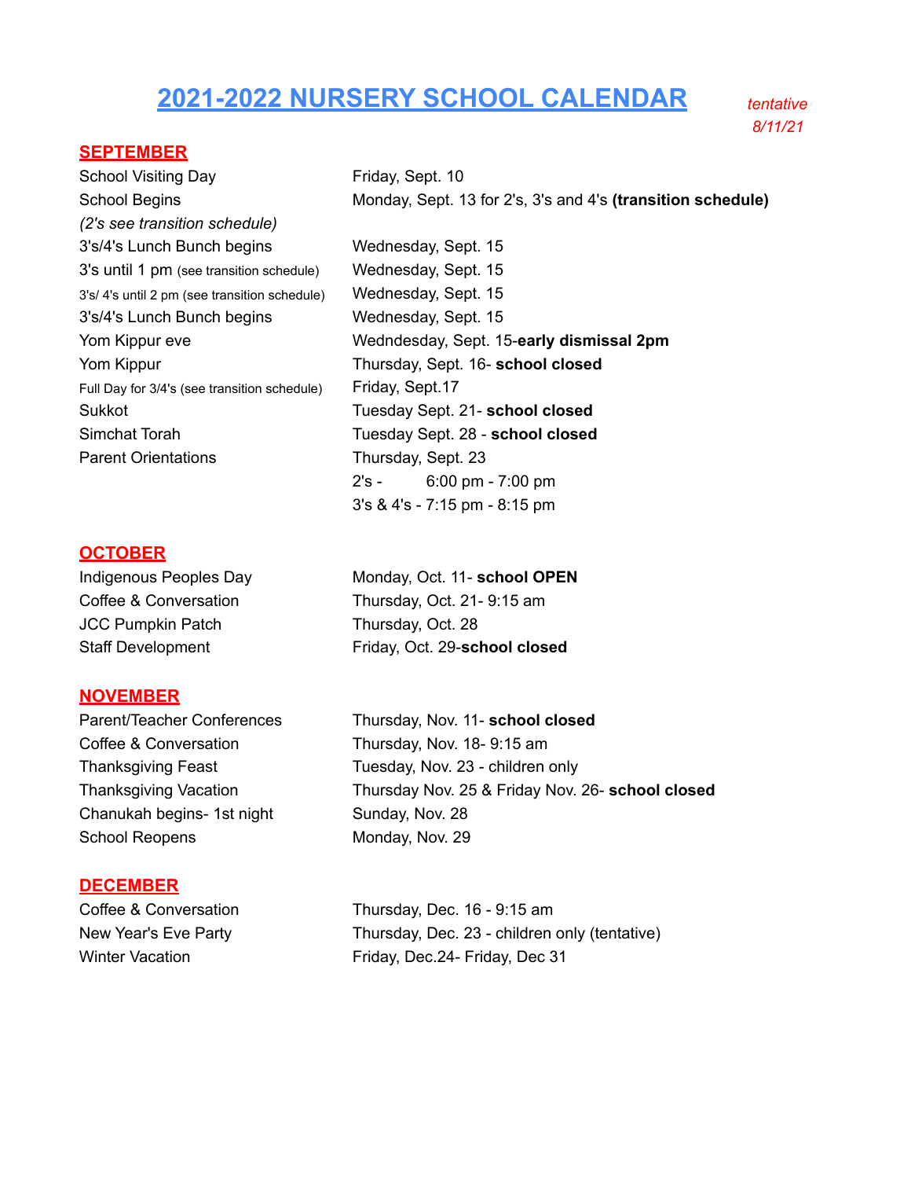# 2021-2022 NURSERY SCHOOL CALENDAR

*tentative 8/11/21*

## SEPTEMBER

| | |
|---|---|
| School Visiting Day | Friday, Sept. 10 |
| School Begins *(2's see transition schedule)* | Monday, Sept. 13 for 2's, 3's and 4's **(transition schedule)** |
| 3's/4's Lunch Bunch begins | Wednesday, Sept. 15 |
| 3's until 1 pm (see transition schedule) | Wednesday, Sept. 15 |
| 3's/ 4's until 2 pm (see transition schedule) | Wednesday, Sept. 15 |
| 3's/4's Lunch Bunch begins | Wednesday, Sept. 15 |
| Yom Kippur eve | Wedndesday, Sept. 15-**early dismissal 2pm** |
| Yom Kippur | Thursday, Sept. 16- **school closed** |
| Full Day for 3/4's (see transition schedule) | Friday, Sept.17 |
| Sukkot | Tuesday Sept. 21- **school closed** |
| Simchat Torah | Tuesday Sept. 28 - **school closed** |
| Parent Orientations | Thursday, Sept. 23<br>2's - 6:00 pm - 7:00 pm<br>3's & 4's - 7:15 pm - 8:15 pm |

## OCTOBER

| | |
|---|---|
| Indigenous Peoples Day | Monday, Oct. 11- **school OPEN** |
| Coffee & Conversation | Thursday, Oct. 21- 9:15 am |
| JCC Pumpkin Patch | Thursday, Oct. 28 |
| Staff Development | Friday, Oct. 29-**school closed** |

## NOVEMBER

| | |
|---|---|
| Parent/Teacher Conferences | Thursday, Nov. 11- **school closed** |
| Coffee & Conversation | Thursday, Nov. 18- 9:15 am |
| Thanksgiving Feast | Tuesday, Nov. 23 - children only |
| Thanksgiving Vacation | Thursday Nov. 25 & Friday Nov. 26- **school closed** |
| Chanukah begins- 1st night | Sunday, Nov. 28 |
| School Reopens | Monday, Nov. 29 |

## DECEMBER

| | |
|---|---|
| Coffee & Conversation | Thursday, Dec. 16 - 9:15 am |
| New Year's Eve Party | Thursday, Dec. 23 - children only (tentative) |
| Winter Vacation | Friday, Dec.24- Friday, Dec 31 |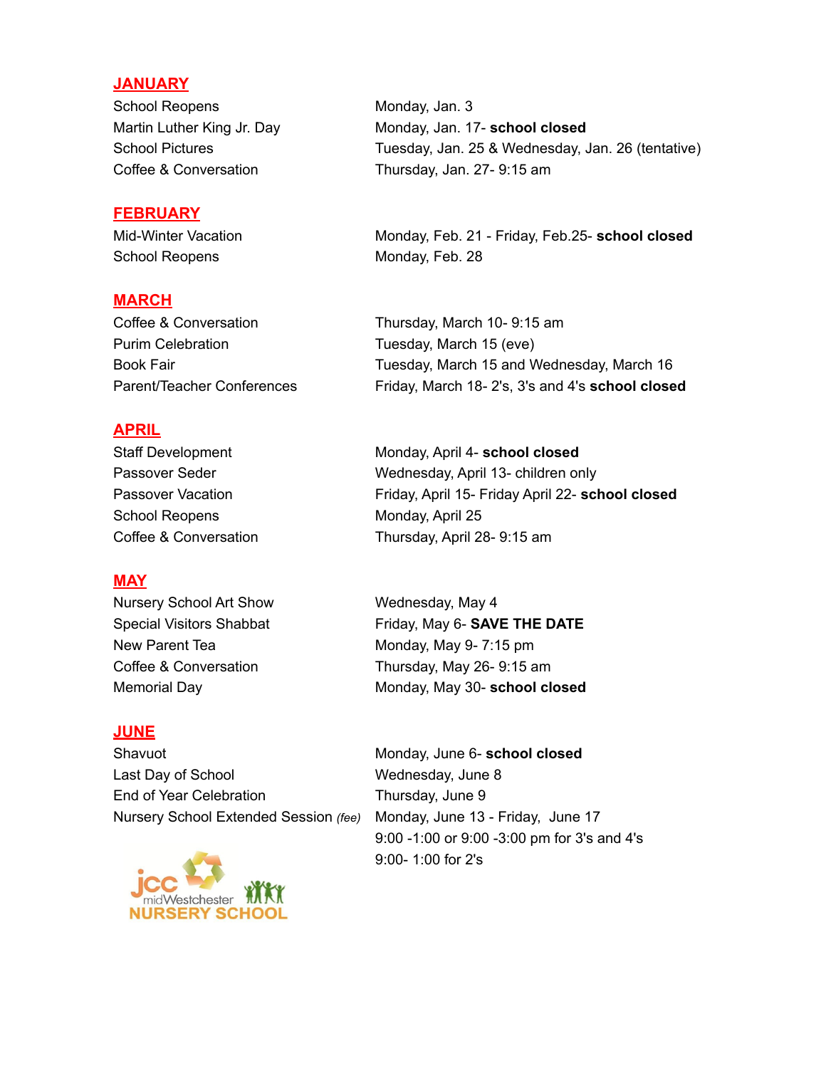## JANUARY

| | |
|---|---|
| School Reopens | Monday, Jan. 3 |
| Martin Luther King Jr. Day | Monday, Jan. 17- **school closed** |
| School Pictures | Tuesday, Jan. 25 & Wednesday, Jan. 26 (tentative) |
| Coffee & Conversation | Thursday, Jan. 27- 9:15 am |

## FEBRUARY

| | |
|---|---|
| Mid-Winter Vacation | Monday, Feb. 21 - Friday, Feb.25- **school closed** |
| School Reopens | Monday, Feb. 28 |

## MARCH

| | |
|---|---|
| Coffee & Conversation | Thursday, March 10- 9:15 am |
| Purim Celebration | Tuesday, March 15 (eve) |
| Book Fair | Tuesday, March 15 and Wednesday, March 16 |
| Parent/Teacher Conferences | Friday, March 18- 2's, 3's and 4's **school closed** |

## APRIL

| | |
|---|---|
| Staff Development | Monday, April 4- **school closed** |
| Passover Seder | Wednesday, April 13- children only |
| Passover Vacation | Friday, April 15- Friday April 22- **school closed** |
| School Reopens | Monday, April 25 |
| Coffee & Conversation | Thursday, April 28- 9:15 am |

## MAY

| | |
|---|---|
| Nursery School Art Show | Wednesday, May 4 |
| Special Visitors Shabbat | Friday, May 6- **SAVE THE DATE** |
| New Parent Tea | Monday, May 9- 7:15 pm |
| Coffee & Conversation | Thursday, May 26- 9:15 am |
| Memorial Day | Monday, May 30- **school closed** |

## JUNE

| | |
|---|---|
| Shavuot | Monday, June 6- **school closed** |
| Last Day of School | Wednesday, June 8 |
| End of Year Celebration | Thursday, June 9 |
| Nursery School Extended Session *(fee)* | Monday, June 13 - Friday, June 17<br>9:00 -1:00 or 9:00 -3:00 pm for 3's and 4's<br>9:00- 1:00 for 2's |

jcc midWestchester NURSERY SCHOOL